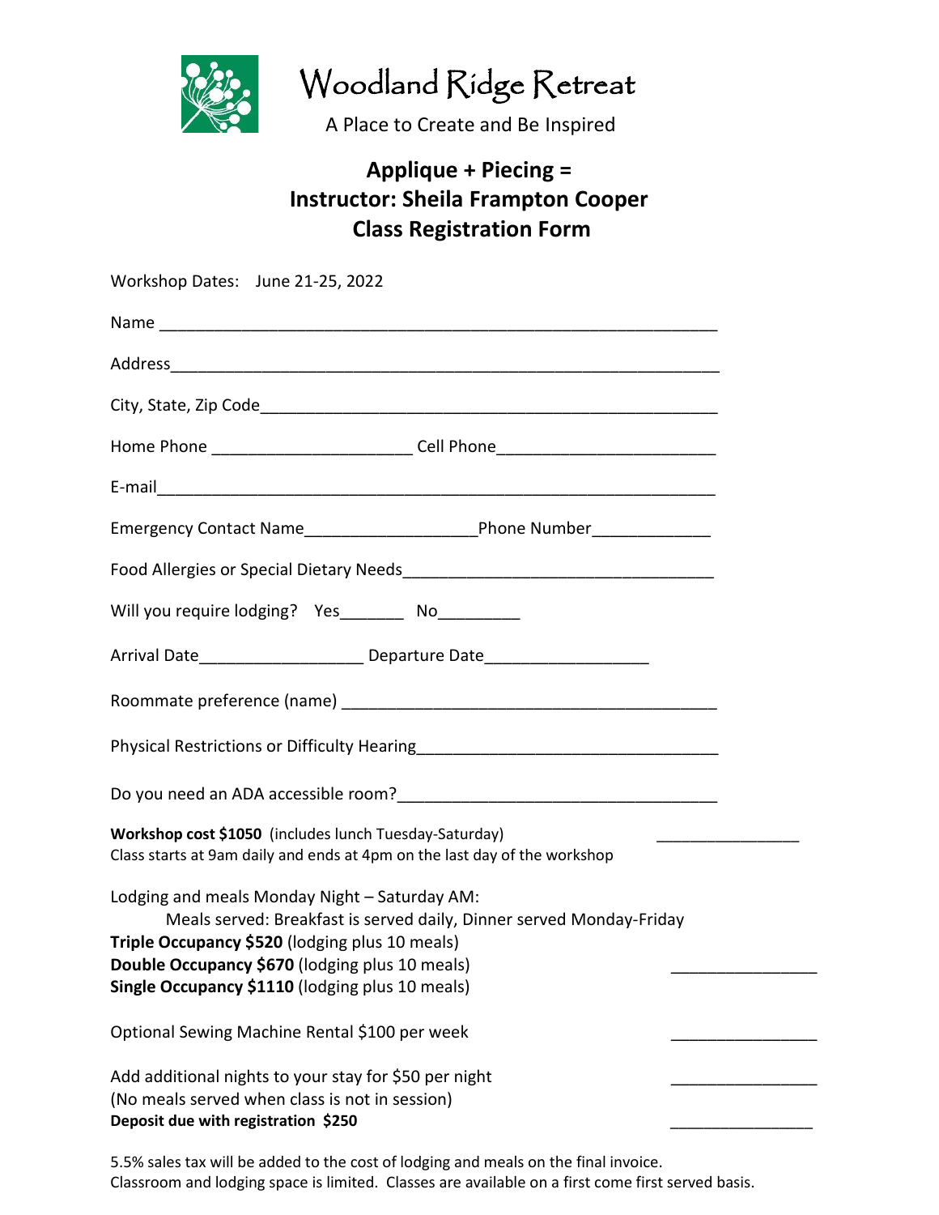# Woodland Ridge Retreat

A Place to Create and Be Inspired

## Applique + Piecing =
## Instructor: Sheila Frampton Cooper
## Class Registration Form

Workshop Dates: June 21-25, 2022

Name ____________________________________________________________

Address___________________________________________________________

City, State, Zip Code_______________________________________________

Home Phone ____________________ Cell Phone______________________

E-mail____________________________________________________________

Emergency Contact Name_________________Phone Number____________

Food Allergies or Special Dietary Needs_______________________________

Will you require lodging? Yes_______ No_________

Arrival Date_________________ Departure Date_________________

Roommate preference (name) ________________________________________

Physical Restrictions or Difficulty Hearing_____________________________

Do you need an ADA accessible room?_________________________________

**Workshop cost $1050** (includes lunch Tuesday-Saturday) ________________
Class starts at 9am daily and ends at 4pm on the last day of the workshop

Lodging and meals Monday Night – Saturday AM:
Meals served: Breakfast is served daily, Dinner served Monday-Friday
**Triple Occupancy $520** (lodging plus 10 meals)
**Double Occupancy $670** (lodging plus 10 meals) ________________
**Single Occupancy $1110** (lodging plus 10 meals)

Optional Sewing Machine Rental $100 per week ________________

Add additional nights to your stay for $50 per night ________________
(No meals served when class is not in session)
**Deposit due with registration $250** ________________

5.5% sales tax will be added to the cost of lodging and meals on the final invoice.
Classroom and lodging space is limited. Classes are available on a first come first served basis.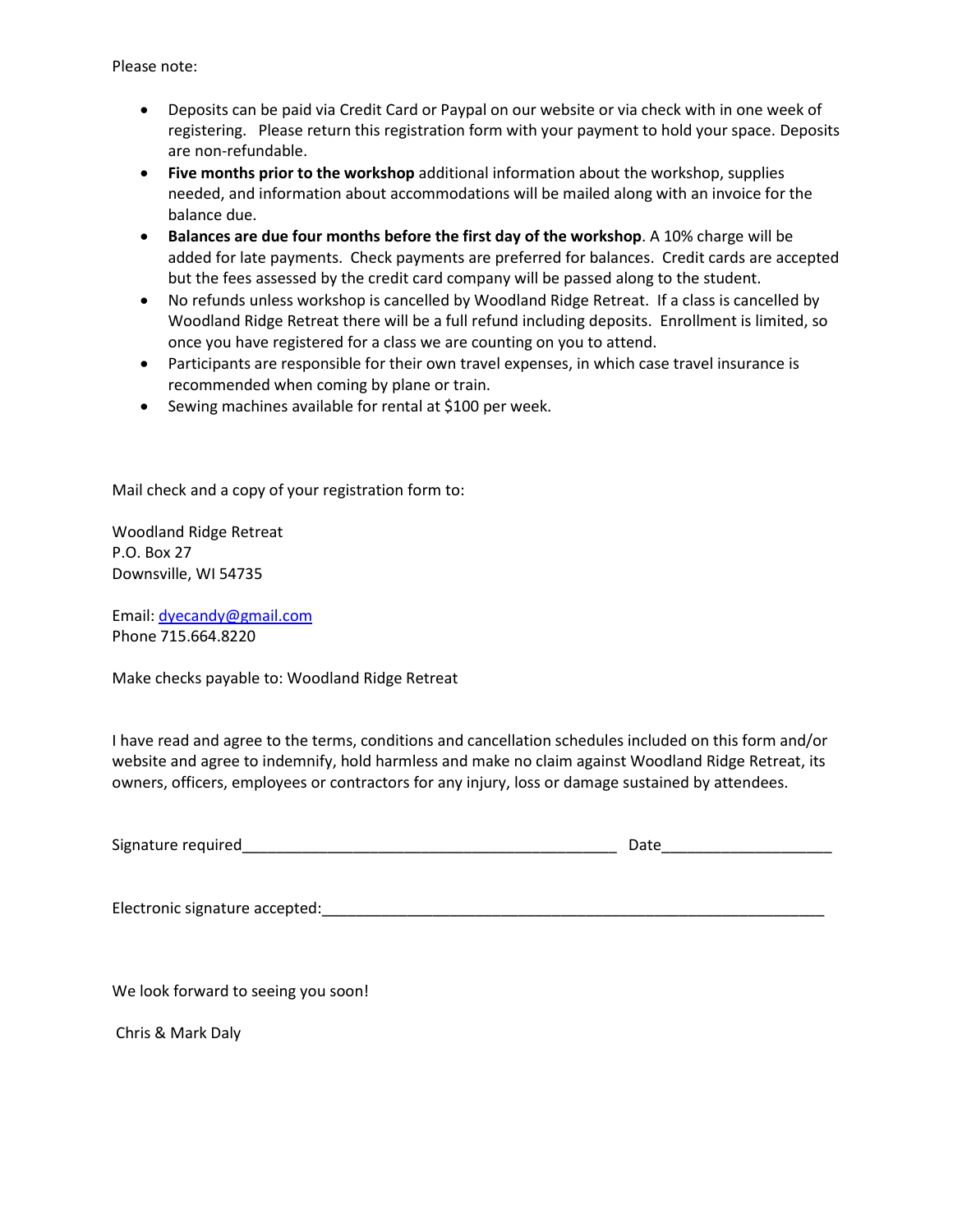Please note:

- Deposits can be paid via Credit Card or Paypal on our website or via check with in one week of registering. Please return this registration form with your payment to hold your space. Deposits are non-refundable.
- **Five months prior to the workshop** additional information about the workshop, supplies needed, and information about accommodations will be mailed along with an invoice for the balance due.
- **Balances are due four months before the first day of the workshop**. A 10% charge will be added for late payments. Check payments are preferred for balances. Credit cards are accepted but the fees assessed by the credit card company will be passed along to the student.
- No refunds unless workshop is cancelled by Woodland Ridge Retreat. If a class is cancelled by Woodland Ridge Retreat there will be a full refund including deposits. Enrollment is limited, so once you have registered for a class we are counting on you to attend.
- Participants are responsible for their own travel expenses, in which case travel insurance is recommended when coming by plane or train.
- Sewing machines available for rental at $100 per week.

Mail check and a copy of your registration form to:

Woodland Ridge Retreat
P.O. Box 27
Downsville, WI 54735

Email: dyecandy@gmail.com
Phone 715.664.8220

Make checks payable to: Woodland Ridge Retreat

I have read and agree to the terms, conditions and cancellation schedules included on this form and/or website and agree to indemnify, hold harmless and make no claim against Woodland Ridge Retreat, its owners, officers, employees or contractors for any injury, loss or damage sustained by attendees.

Signature required_____________________________________________ Date____________________

Electronic signature accepted:_____________________________________________________________

We look forward to seeing you soon!

Chris & Mark Daly